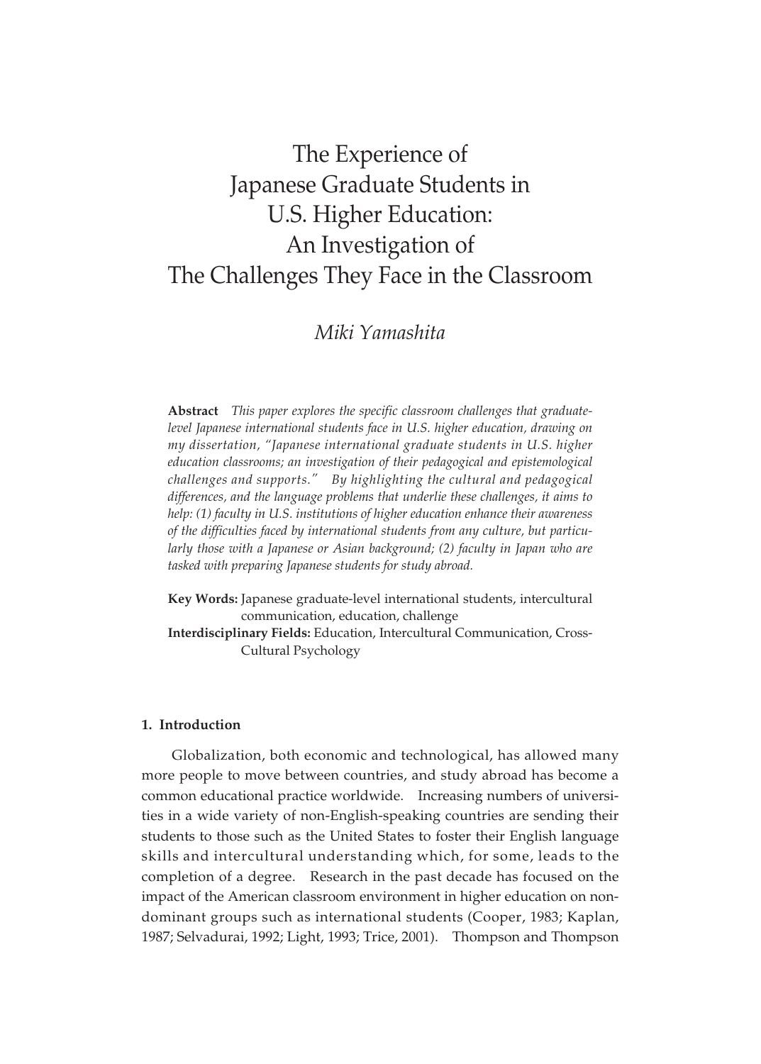# The Experience of Japanese Graduate Students in U.S. Higher Education: An Investigation of The Challenges They Face in the Classroom

*Miki Yamashita*

**Abstract** *This paper explores the specific classroom challenges that graduate-level Japanese international students face in U.S. higher education, drawing on my dissertation, "Japanese international graduate students in U.S. higher education classrooms; an investigation of their pedagogical and epistemological challenges and supports." By highlighting the cultural and pedagogical differences, and the language problems that underlie these challenges, it aims to help: (1) faculty in U.S. institutions of higher education enhance their awareness of the difficulties faced by international students from any culture, but particularly those with a Japanese or Asian background; (2) faculty in Japan who are tasked with preparing Japanese students for study abroad.*

**Key Words:** Japanese graduate-level international students, intercultural communication, education, challenge

**Interdisciplinary Fields:** Education, Intercultural Communication, Cross-Cultural Psychology

## 1. Introduction

Globalization, both economic and technological, has allowed many more people to move between countries, and study abroad has become a common educational practice worldwide. Increasing numbers of universities in a wide variety of non-English-speaking countries are sending their students to those such as the United States to foster their English language skills and intercultural understanding which, for some, leads to the completion of a degree. Research in the past decade has focused on the impact of the American classroom environment in higher education on non-dominant groups such as international students (Cooper, 1983; Kaplan, 1987; Selvadurai, 1992; Light, 1993; Trice, 2001). Thompson and Thompson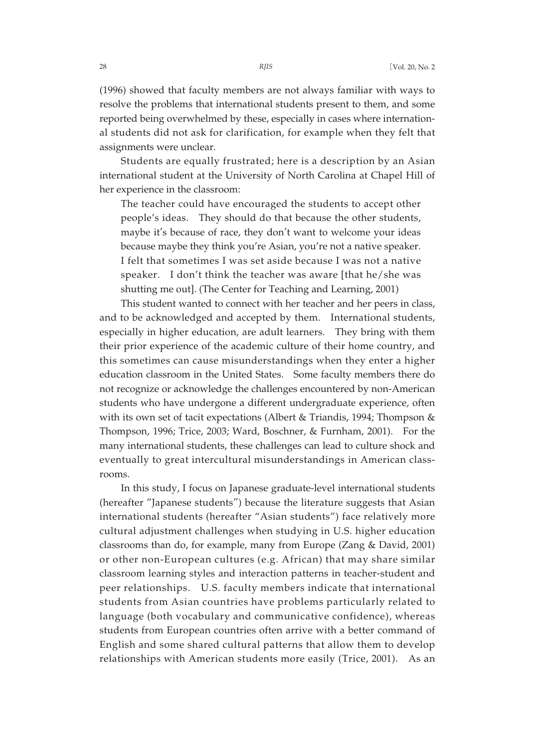(1996) showed that faculty members are not always familiar with ways to resolve the problems that international students present to them, and some reported being overwhelmed by these, especially in cases where international students did not ask for clarification, for example when they felt that assignments were unclear.

Students are equally frustrated; here is a description by an Asian international student at the University of North Carolina at Chapel Hill of her experience in the classroom:

> The teacher could have encouraged the students to accept other people's ideas. They should do that because the other students, maybe it's because of race, they don't want to welcome your ideas because maybe they think you're Asian, you're not a native speaker. I felt that sometimes I was set aside because I was not a native speaker. I don't think the teacher was aware [that he/she was shutting me out]. (The Center for Teaching and Learning, 2001)

This student wanted to connect with her teacher and her peers in class, and to be acknowledged and accepted by them. International students, especially in higher education, are adult learners. They bring with them their prior experience of the academic culture of their home country, and this sometimes can cause misunderstandings when they enter a higher education classroom in the United States. Some faculty members there do not recognize or acknowledge the challenges encountered by non-American students who have undergone a different undergraduate experience, often with its own set of tacit expectations (Albert & Triandis, 1994; Thompson & Thompson, 1996; Trice, 2003; Ward, Boschner, & Furnham, 2001). For the many international students, these challenges can lead to culture shock and eventually to great intercultural misunderstandings in American classrooms.

In this study, I focus on Japanese graduate-level international students (hereafter "Japanese students") because the literature suggests that Asian international students (hereafter "Asian students") face relatively more cultural adjustment challenges when studying in U.S. higher education classrooms than do, for example, many from Europe (Zang & David, 2001) or other non-European cultures (e.g. African) that may share similar classroom learning styles and interaction patterns in teacher-student and peer relationships. U.S. faculty members indicate that international students from Asian countries have problems particularly related to language (both vocabulary and communicative confidence), whereas students from European countries often arrive with a better command of English and some shared cultural patterns that allow them to develop relationships with American students more easily (Trice, 2001). As an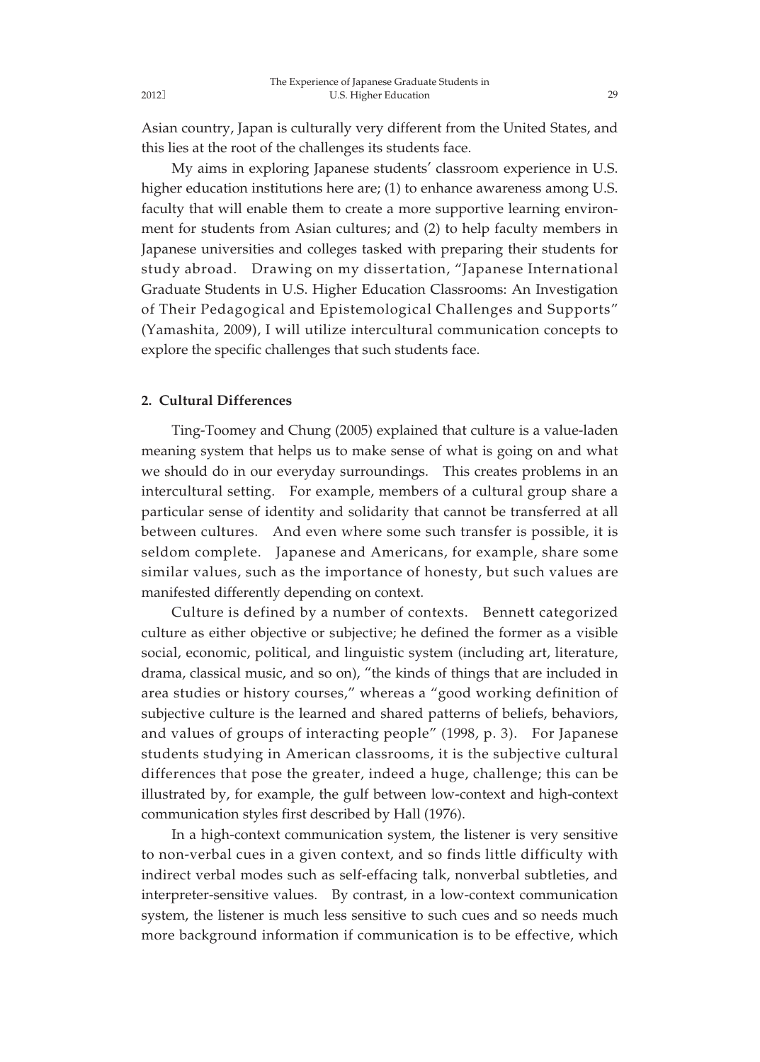Asian country, Japan is culturally very different from the United States, and this lies at the root of the challenges its students face.

My aims in exploring Japanese students' classroom experience in U.S. higher education institutions here are; (1) to enhance awareness among U.S. faculty that will enable them to create a more supportive learning environment for students from Asian cultures; and (2) to help faculty members in Japanese universities and colleges tasked with preparing their students for study abroad. Drawing on my dissertation, "Japanese International Graduate Students in U.S. Higher Education Classrooms: An Investigation of Their Pedagogical and Epistemological Challenges and Supports" (Yamashita, 2009), I will utilize intercultural communication concepts to explore the specific challenges that such students face.

## 2. Cultural Differences

Ting-Toomey and Chung (2005) explained that culture is a value-laden meaning system that helps us to make sense of what is going on and what we should do in our everyday surroundings. This creates problems in an intercultural setting. For example, members of a cultural group share a particular sense of identity and solidarity that cannot be transferred at all between cultures. And even where some such transfer is possible, it is seldom complete. Japanese and Americans, for example, share some similar values, such as the importance of honesty, but such values are manifested differently depending on context.

Culture is defined by a number of contexts. Bennett categorized culture as either objective or subjective; he defined the former as a visible social, economic, political, and linguistic system (including art, literature, drama, classical music, and so on), "the kinds of things that are included in area studies or history courses," whereas a "good working definition of subjective culture is the learned and shared patterns of beliefs, behaviors, and values of groups of interacting people" (1998, p. 3). For Japanese students studying in American classrooms, it is the subjective cultural differences that pose the greater, indeed a huge, challenge; this can be illustrated by, for example, the gulf between low-context and high-context communication styles first described by Hall (1976).

In a high-context communication system, the listener is very sensitive to non-verbal cues in a given context, and so finds little difficulty with indirect verbal modes such as self-effacing talk, nonverbal subtleties, and interpreter-sensitive values. By contrast, in a low-context communication system, the listener is much less sensitive to such cues and so needs much more background information if communication is to be effective, which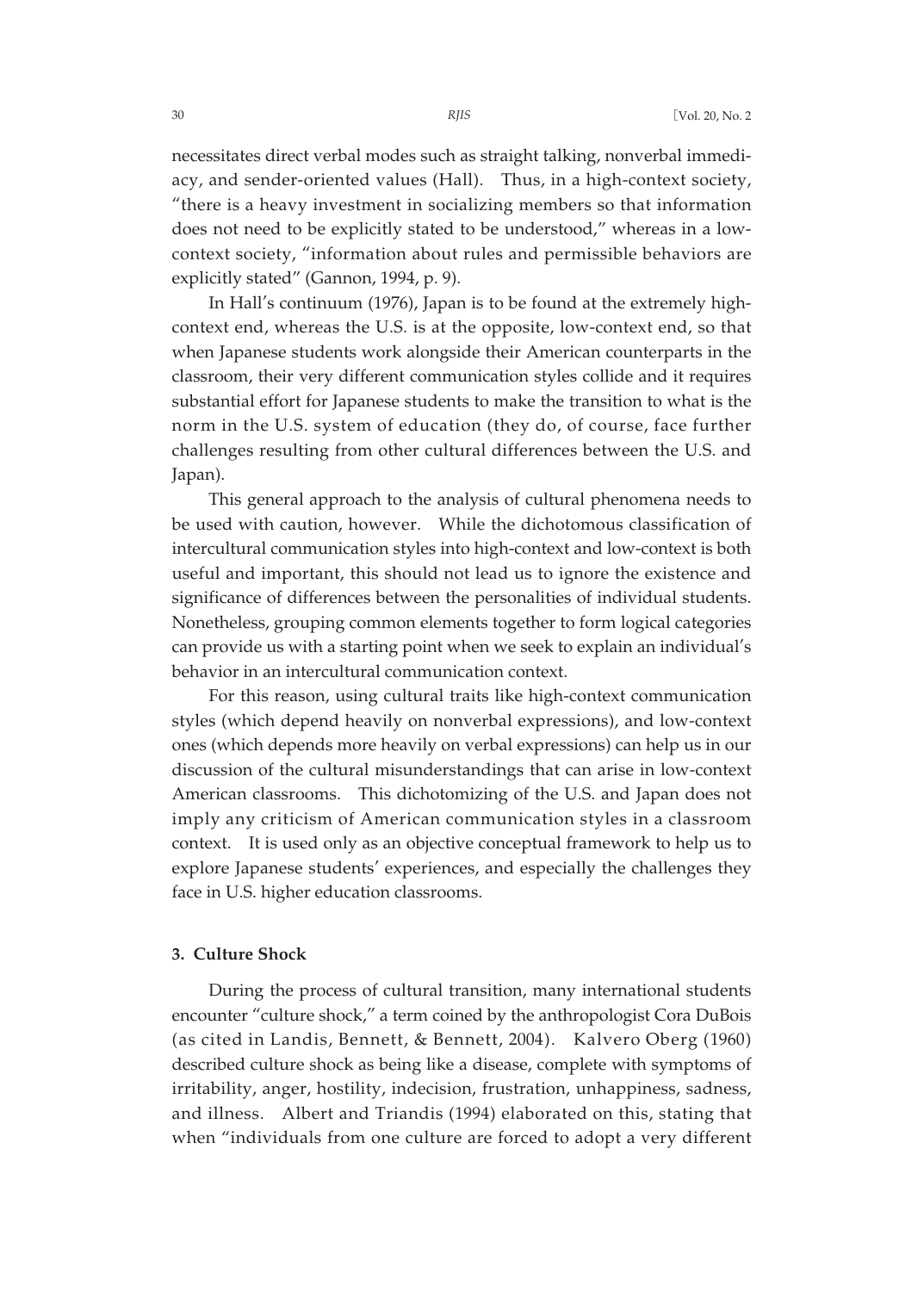necessitates direct verbal modes such as straight talking, nonverbal immediacy, and sender-oriented values (Hall). Thus, in a high-context society, "there is a heavy investment in socializing members so that information does not need to be explicitly stated to be understood," whereas in a low-context society, "information about rules and permissible behaviors are explicitly stated" (Gannon, 1994, p. 9).

In Hall's continuum (1976), Japan is to be found at the extremely high-context end, whereas the U.S. is at the opposite, low-context end, so that when Japanese students work alongside their American counterparts in the classroom, their very different communication styles collide and it requires substantial effort for Japanese students to make the transition to what is the norm in the U.S. system of education (they do, of course, face further challenges resulting from other cultural differences between the U.S. and Japan).

This general approach to the analysis of cultural phenomena needs to be used with caution, however. While the dichotomous classification of intercultural communication styles into high-context and low-context is both useful and important, this should not lead us to ignore the existence and significance of differences between the personalities of individual students. Nonetheless, grouping common elements together to form logical categories can provide us with a starting point when we seek to explain an individual's behavior in an intercultural communication context.

For this reason, using cultural traits like high-context communication styles (which depend heavily on nonverbal expressions), and low-context ones (which depends more heavily on verbal expressions) can help us in our discussion of the cultural misunderstandings that can arise in low-context American classrooms. This dichotomizing of the U.S. and Japan does not imply any criticism of American communication styles in a classroom context. It is used only as an objective conceptual framework to help us to explore Japanese students' experiences, and especially the challenges they face in U.S. higher education classrooms.

### 3. Culture Shock

During the process of cultural transition, many international students encounter "culture shock," a term coined by the anthropologist Cora DuBois (as cited in Landis, Bennett, & Bennett, 2004). Kalvero Oberg (1960) described culture shock as being like a disease, complete with symptoms of irritability, anger, hostility, indecision, frustration, unhappiness, sadness, and illness. Albert and Triandis (1994) elaborated on this, stating that when "individuals from one culture are forced to adopt a very different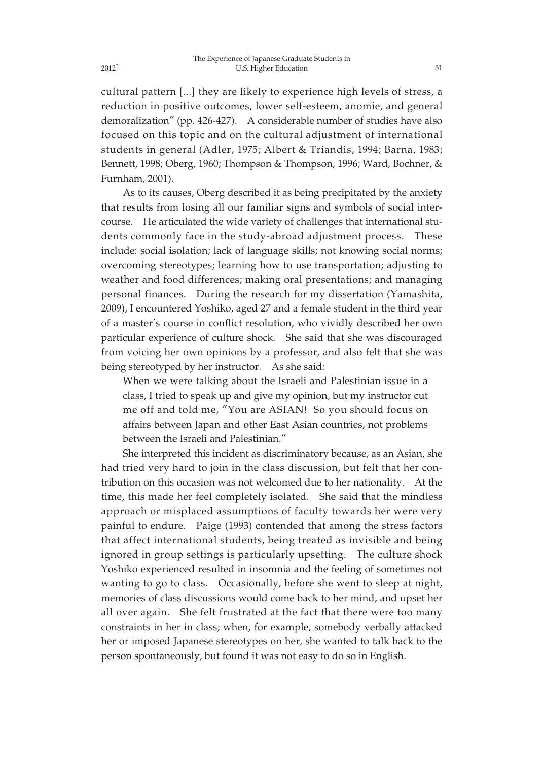cultural pattern [...] they are likely to experience high levels of stress, a reduction in positive outcomes, lower self-esteem, anomie, and general demoralization" (pp. 426-427). A considerable number of studies have also focused on this topic and on the cultural adjustment of international students in general (Adler, 1975; Albert & Triandis, 1994; Barna, 1983; Bennett, 1998; Oberg, 1960; Thompson & Thompson, 1996; Ward, Bochner, & Furnham, 2001).

As to its causes, Oberg described it as being precipitated by the anxiety that results from losing all our familiar signs and symbols of social intercourse. He articulated the wide variety of challenges that international students commonly face in the study-abroad adjustment process. These include: social isolation; lack of language skills; not knowing social norms; overcoming stereotypes; learning how to use transportation; adjusting to weather and food differences; making oral presentations; and managing personal finances. During the research for my dissertation (Yamashita, 2009), I encountered Yoshiko, aged 27 and a female student in the third year of a master's course in conflict resolution, who vividly described her own particular experience of culture shock. She said that she was discouraged from voicing her own opinions by a professor, and also felt that she was being stereotyped by her instructor. As she said:

> When we were talking about the Israeli and Palestinian issue in a class, I tried to speak up and give my opinion, but my instructor cut me off and told me, "You are ASIAN! So you should focus on affairs between Japan and other East Asian countries, not problems between the Israeli and Palestinian."

She interpreted this incident as discriminatory because, as an Asian, she had tried very hard to join in the class discussion, but felt that her contribution on this occasion was not welcomed due to her nationality. At the time, this made her feel completely isolated. She said that the mindless approach or misplaced assumptions of faculty towards her were very painful to endure. Paige (1993) contended that among the stress factors that affect international students, being treated as invisible and being ignored in group settings is particularly upsetting. The culture shock Yoshiko experienced resulted in insomnia and the feeling of sometimes not wanting to go to class. Occasionally, before she went to sleep at night, memories of class discussions would come back to her mind, and upset her all over again. She felt frustrated at the fact that there were too many constraints in her in class; when, for example, somebody verbally attacked her or imposed Japanese stereotypes on her, she wanted to talk back to the person spontaneously, but found it was not easy to do so in English.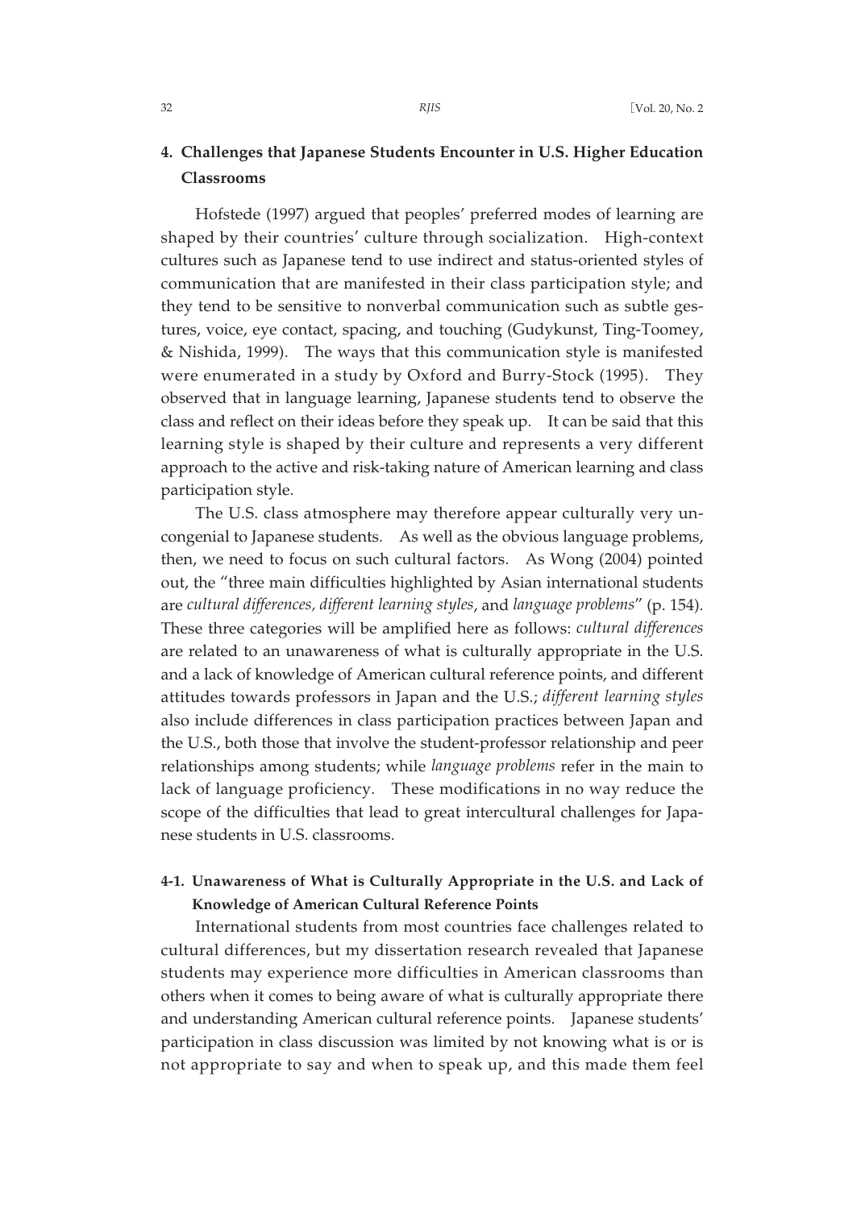## 4. Challenges that Japanese Students Encounter in U.S. Higher Education Classrooms

Hofstede (1997) argued that peoples' preferred modes of learning are shaped by their countries' culture through socialization. High-context cultures such as Japanese tend to use indirect and status-oriented styles of communication that are manifested in their class participation style; and they tend to be sensitive to nonverbal communication such as subtle gestures, voice, eye contact, spacing, and touching (Gudykunst, Ting-Toomey, & Nishida, 1999). The ways that this communication style is manifested were enumerated in a study by Oxford and Burry-Stock (1995). They observed that in language learning, Japanese students tend to observe the class and reflect on their ideas before they speak up. It can be said that this learning style is shaped by their culture and represents a very different approach to the active and risk-taking nature of American learning and class participation style.

The U.S. class atmosphere may therefore appear culturally very uncongenial to Japanese students. As well as the obvious language problems, then, we need to focus on such cultural factors. As Wong (2004) pointed out, the "three main difficulties highlighted by Asian international students are *cultural differences, different learning styles*, and *language problems*" (p. 154). These three categories will be amplified here as follows: *cultural differences* are related to an unawareness of what is culturally appropriate in the U.S. and a lack of knowledge of American cultural reference points, and different attitudes towards professors in Japan and the U.S.; *different learning styles* also include differences in class participation practices between Japan and the U.S., both those that involve the student-professor relationship and peer relationships among students; while *language problems* refer in the main to lack of language proficiency. These modifications in no way reduce the scope of the difficulties that lead to great intercultural challenges for Japanese students in U.S. classrooms.

### 4-1. Unawareness of What is Culturally Appropriate in the U.S. and Lack of Knowledge of American Cultural Reference Points

International students from most countries face challenges related to cultural differences, but my dissertation research revealed that Japanese students may experience more difficulties in American classrooms than others when it comes to being aware of what is culturally appropriate there and understanding American cultural reference points. Japanese students' participation in class discussion was limited by not knowing what is or is not appropriate to say and when to speak up, and this made them feel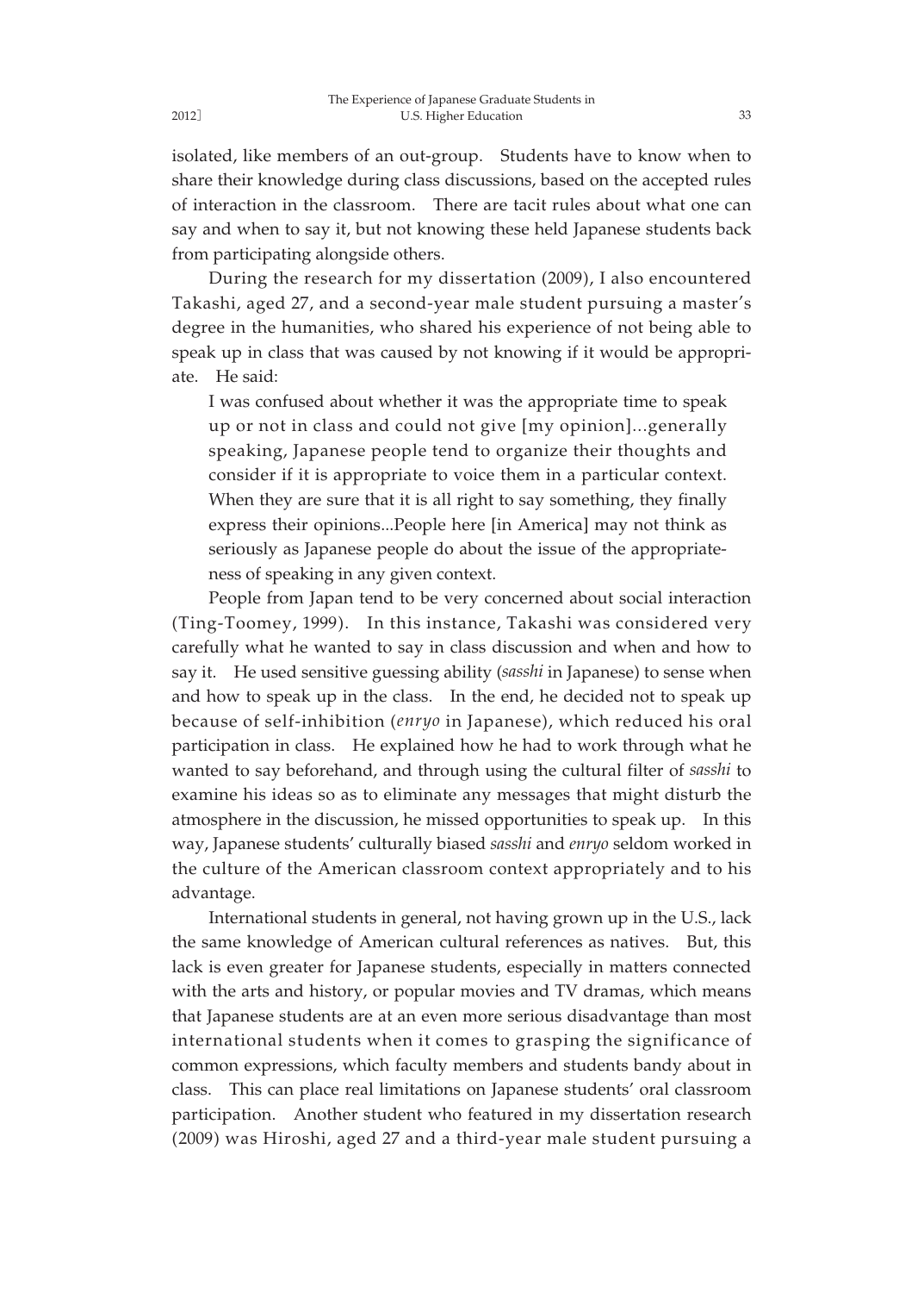isolated, like members of an out-group. Students have to know when to share their knowledge during class discussions, based on the accepted rules of interaction in the classroom. There are tacit rules about what one can say and when to say it, but not knowing these held Japanese students back from participating alongside others.

During the research for my dissertation (2009), I also encountered Takashi, aged 27, and a second-year male student pursuing a master's degree in the humanities, who shared his experience of not being able to speak up in class that was caused by not knowing if it would be appropriate. He said:

> I was confused about whether it was the appropriate time to speak up or not in class and could not give [my opinion]...generally speaking, Japanese people tend to organize their thoughts and consider if it is appropriate to voice them in a particular context. When they are sure that it is all right to say something, they finally express their opinions...People here [in America] may not think as seriously as Japanese people do about the issue of the appropriateness of speaking in any given context.

People from Japan tend to be very concerned about social interaction (Ting-Toomey, 1999). In this instance, Takashi was considered very carefully what he wanted to say in class discussion and when and how to say it. He used sensitive guessing ability (*sasshi* in Japanese) to sense when and how to speak up in the class. In the end, he decided not to speak up because of self-inhibition (*enryo* in Japanese), which reduced his oral participation in class. He explained how he had to work through what he wanted to say beforehand, and through using the cultural filter of *sasshi* to examine his ideas so as to eliminate any messages that might disturb the atmosphere in the discussion, he missed opportunities to speak up. In this way, Japanese students' culturally biased *sasshi* and *enryo* seldom worked in the culture of the American classroom context appropriately and to his advantage.

International students in general, not having grown up in the U.S., lack the same knowledge of American cultural references as natives. But, this lack is even greater for Japanese students, especially in matters connected with the arts and history, or popular movies and TV dramas, which means that Japanese students are at an even more serious disadvantage than most international students when it comes to grasping the significance of common expressions, which faculty members and students bandy about in class. This can place real limitations on Japanese students' oral classroom participation. Another student who featured in my dissertation research (2009) was Hiroshi, aged 27 and a third-year male student pursuing a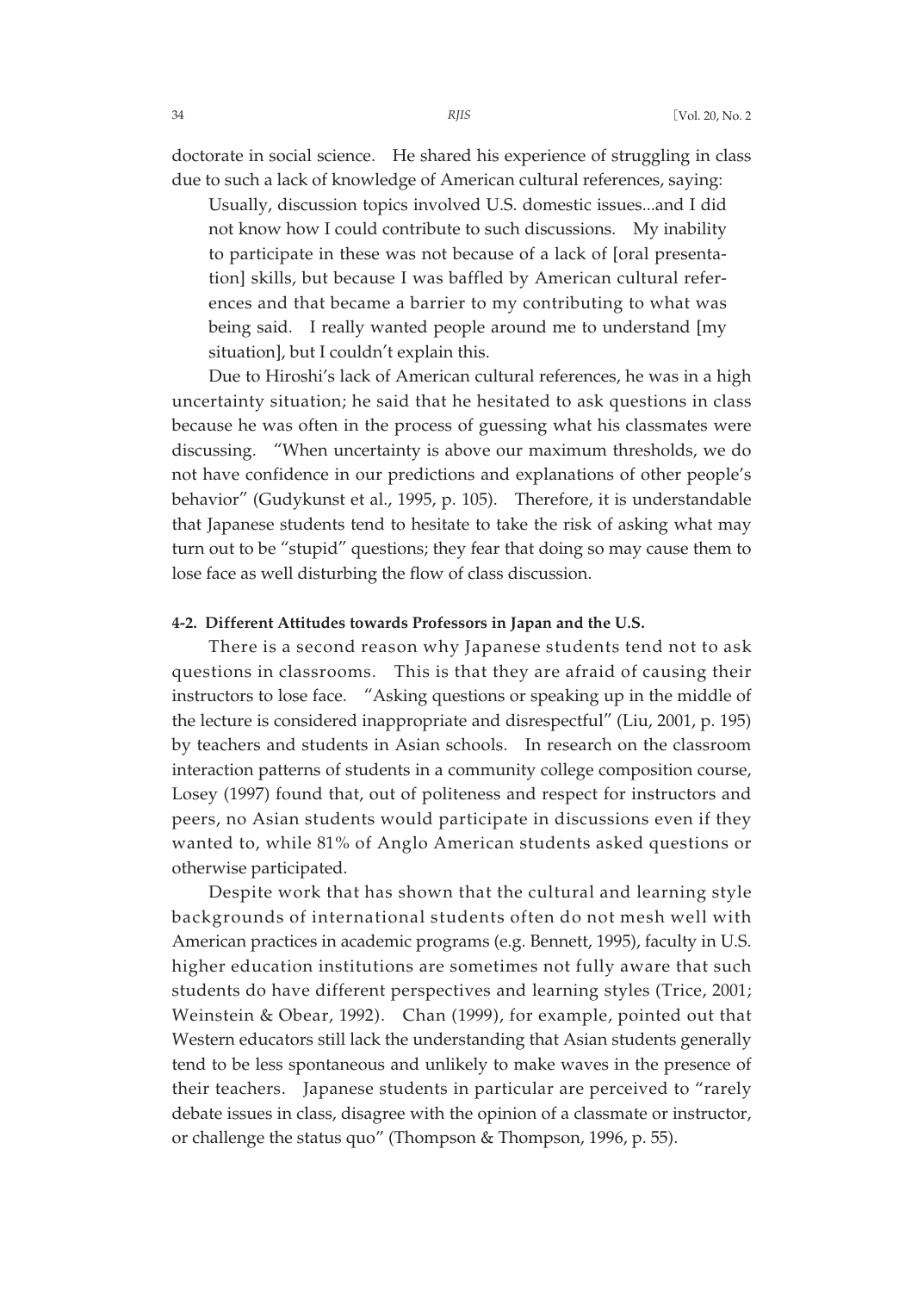doctorate in social science. He shared his experience of struggling in class due to such a lack of knowledge of American cultural references, saying:

> Usually, discussion topics involved U.S. domestic issues...and I did not know how I could contribute to such discussions. My inability to participate in these was not because of a lack of [oral presentation] skills, but because I was baffled by American cultural references and that became a barrier to my contributing to what was being said. I really wanted people around me to understand [my situation], but I couldn't explain this.

Due to Hiroshi's lack of American cultural references, he was in a high uncertainty situation; he said that he hesitated to ask questions in class because he was often in the process of guessing what his classmates were discussing. "When uncertainty is above our maximum thresholds, we do not have confidence in our predictions and explanations of other people's behavior" (Gudykunst et al., 1995, p. 105). Therefore, it is understandable that Japanese students tend to hesitate to take the risk of asking what may turn out to be "stupid" questions; they fear that doing so may cause them to lose face as well disturbing the flow of class discussion.

#### 4-2. Different Attitudes towards Professors in Japan and the U.S.

There is a second reason why Japanese students tend not to ask questions in classrooms. This is that they are afraid of causing their instructors to lose face. "Asking questions or speaking up in the middle of the lecture is considered inappropriate and disrespectful" (Liu, 2001, p. 195) by teachers and students in Asian schools. In research on the classroom interaction patterns of students in a community college composition course, Losey (1997) found that, out of politeness and respect for instructors and peers, no Asian students would participate in discussions even if they wanted to, while 81% of Anglo American students asked questions or otherwise participated.

Despite work that has shown that the cultural and learning style backgrounds of international students often do not mesh well with American practices in academic programs (e.g. Bennett, 1995), faculty in U.S. higher education institutions are sometimes not fully aware that such students do have different perspectives and learning styles (Trice, 2001; Weinstein & Obear, 1992). Chan (1999), for example, pointed out that Western educators still lack the understanding that Asian students generally tend to be less spontaneous and unlikely to make waves in the presence of their teachers. Japanese students in particular are perceived to "rarely debate issues in class, disagree with the opinion of a classmate or instructor, or challenge the status quo" (Thompson & Thompson, 1996, p. 55).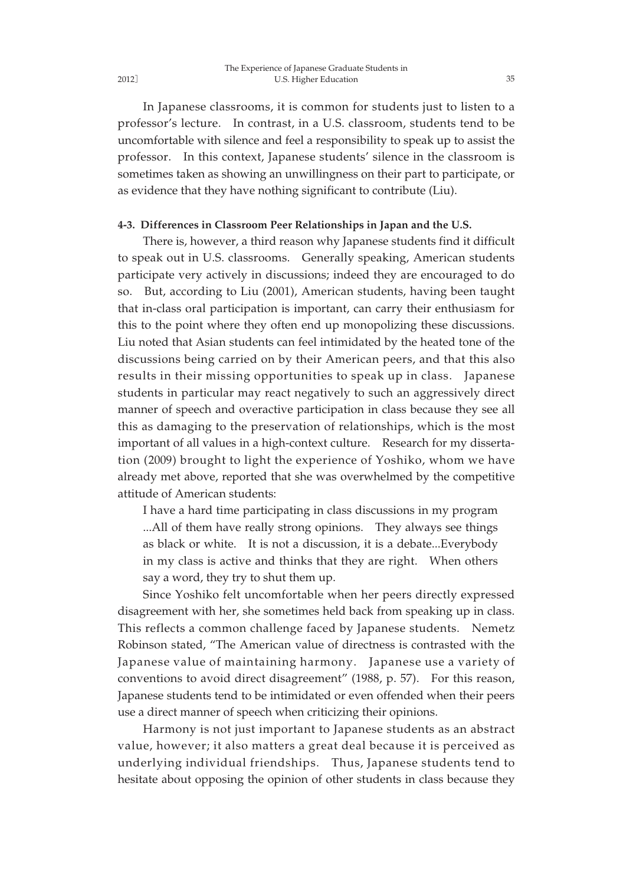In Japanese classrooms, it is common for students just to listen to a professor's lecture. In contrast, in a U.S. classroom, students tend to be uncomfortable with silence and feel a responsibility to speak up to assist the professor. In this context, Japanese students' silence in the classroom is sometimes taken as showing an unwillingness on their part to participate, or as evidence that they have nothing significant to contribute (Liu).

#### 4-3. Differences in Classroom Peer Relationships in Japan and the U.S.

There is, however, a third reason why Japanese students find it difficult to speak out in U.S. classrooms. Generally speaking, American students participate very actively in discussions; indeed they are encouraged to do so. But, according to Liu (2001), American students, having been taught that in-class oral participation is important, can carry their enthusiasm for this to the point where they often end up monopolizing these discussions. Liu noted that Asian students can feel intimidated by the heated tone of the discussions being carried on by their American peers, and that this also results in their missing opportunities to speak up in class. Japanese students in particular may react negatively to such an aggressively direct manner of speech and overactive participation in class because they see all this as damaging to the preservation of relationships, which is the most important of all values in a high-context culture. Research for my dissertation (2009) brought to light the experience of Yoshiko, whom we have already met above, reported that she was overwhelmed by the competitive attitude of American students:

> I have a hard time participating in class discussions in my program ...All of them have really strong opinions. They always see things as black or white. It is not a discussion, it is a debate...Everybody in my class is active and thinks that they are right. When others say a word, they try to shut them up.

Since Yoshiko felt uncomfortable when her peers directly expressed disagreement with her, she sometimes held back from speaking up in class. This reflects a common challenge faced by Japanese students. Nemetz Robinson stated, "The American value of directness is contrasted with the Japanese value of maintaining harmony. Japanese use a variety of conventions to avoid direct disagreement" (1988, p. 57). For this reason, Japanese students tend to be intimidated or even offended when their peers use a direct manner of speech when criticizing their opinions.

Harmony is not just important to Japanese students as an abstract value, however; it also matters a great deal because it is perceived as underlying individual friendships. Thus, Japanese students tend to hesitate about opposing the opinion of other students in class because they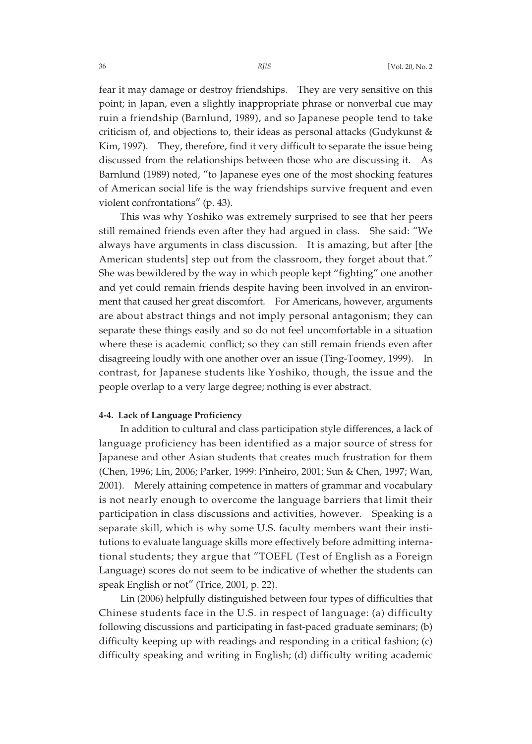fear it may damage or destroy friendships. They are very sensitive on this point; in Japan, even a slightly inappropriate phrase or nonverbal cue may ruin a friendship (Barnlund, 1989), and so Japanese people tend to take criticism of, and objections to, their ideas as personal attacks (Gudykunst & Kim, 1997). They, therefore, find it very difficult to separate the issue being discussed from the relationships between those who are discussing it. As Barnlund (1989) noted, "to Japanese eyes one of the most shocking features of American social life is the way friendships survive frequent and even violent confrontations" (p. 43).

This was why Yoshiko was extremely surprised to see that her peers still remained friends even after they had argued in class. She said: "We always have arguments in class discussion. It is amazing, but after [the American students] step out from the classroom, they forget about that." She was bewildered by the way in which people kept "fighting" one another and yet could remain friends despite having been involved in an environment that caused her great discomfort. For Americans, however, arguments are about abstract things and not imply personal antagonism; they can separate these things easily and so do not feel uncomfortable in a situation where these is academic conflict; so they can still remain friends even after disagreeing loudly with one another over an issue (Ting-Toomey, 1999). In contrast, for Japanese students like Yoshiko, though, the issue and the people overlap to a very large degree; nothing is ever abstract.

#### 4-4. Lack of Language Proficiency

In addition to cultural and class participation style differences, a lack of language proficiency has been identified as a major source of stress for Japanese and other Asian students that creates much frustration for them (Chen, 1996; Lin, 2006; Parker, 1999: Pinheiro, 2001; Sun & Chen, 1997; Wan, 2001). Merely attaining competence in matters of grammar and vocabulary is not nearly enough to overcome the language barriers that limit their participation in class discussions and activities, however. Speaking is a separate skill, which is why some U.S. faculty members want their institutions to evaluate language skills more effectively before admitting international students; they argue that "TOEFL (Test of English as a Foreign Language) scores do not seem to be indicative of whether the students can speak English or not" (Trice, 2001, p. 22).

Lin (2006) helpfully distinguished between four types of difficulties that Chinese students face in the U.S. in respect of language: (a) difficulty following discussions and participating in fast-paced graduate seminars; (b) difficulty keeping up with readings and responding in a critical fashion; (c) difficulty speaking and writing in English; (d) difficulty writing academic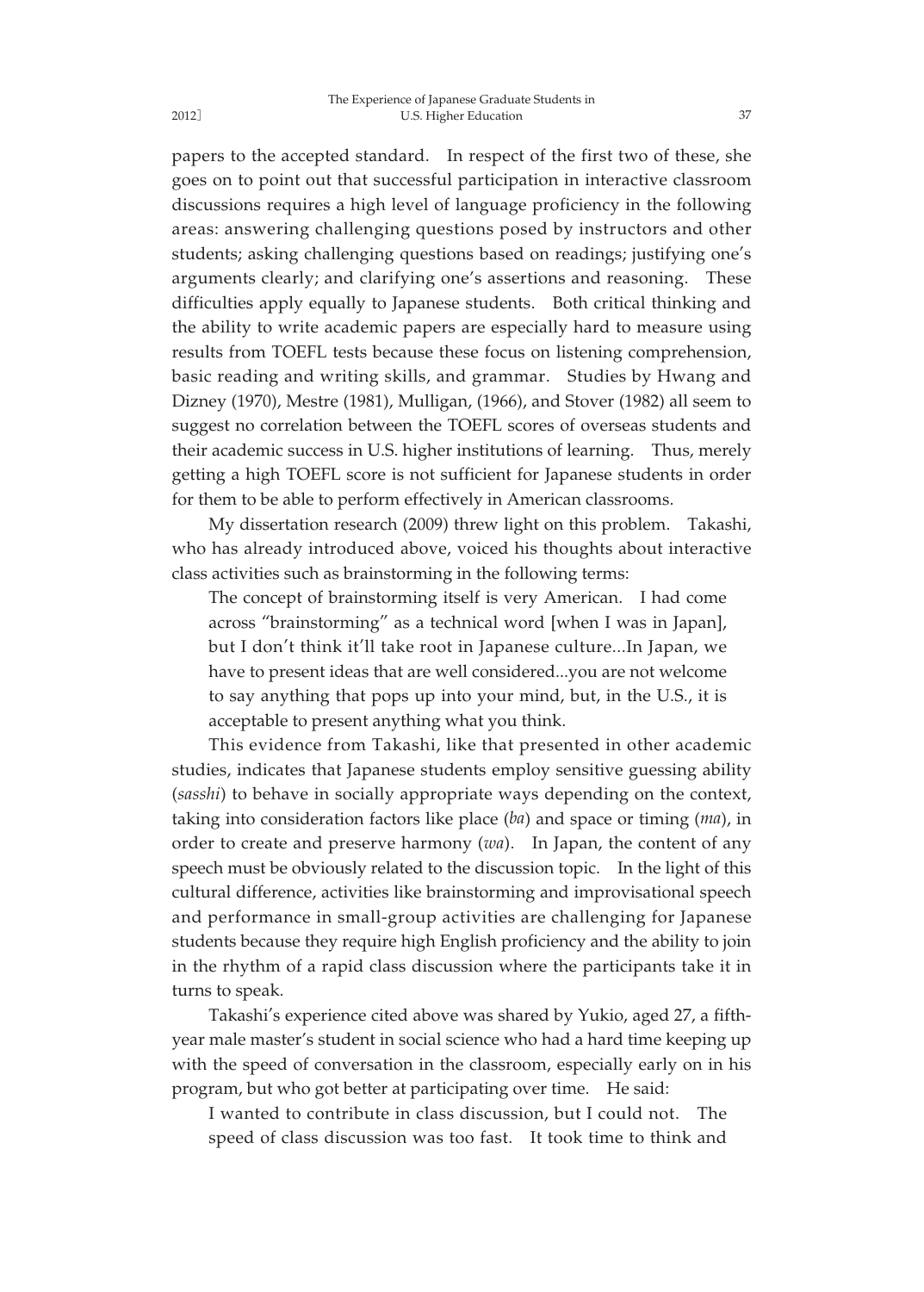papers to the accepted standard. In respect of the first two of these, she goes on to point out that successful participation in interactive classroom discussions requires a high level of language proficiency in the following areas: answering challenging questions posed by instructors and other students; asking challenging questions based on readings; justifying one's arguments clearly; and clarifying one's assertions and reasoning. These difficulties apply equally to Japanese students. Both critical thinking and the ability to write academic papers are especially hard to measure using results from TOEFL tests because these focus on listening comprehension, basic reading and writing skills, and grammar. Studies by Hwang and Dizney (1970), Mestre (1981), Mulligan, (1966), and Stover (1982) all seem to suggest no correlation between the TOEFL scores of overseas students and their academic success in U.S. higher institutions of learning. Thus, merely getting a high TOEFL score is not sufficient for Japanese students in order for them to be able to perform effectively in American classrooms.

My dissertation research (2009) threw light on this problem. Takashi, who has already introduced above, voiced his thoughts about interactive class activities such as brainstorming in the following terms:

> The concept of brainstorming itself is very American. I had come across "brainstorming" as a technical word [when I was in Japan], but I don't think it'll take root in Japanese culture...In Japan, we have to present ideas that are well considered...you are not welcome to say anything that pops up into your mind, but, in the U.S., it is acceptable to present anything what you think.

This evidence from Takashi, like that presented in other academic studies, indicates that Japanese students employ sensitive guessing ability (*sasshi*) to behave in socially appropriate ways depending on the context, taking into consideration factors like place (*ba*) and space or timing (*ma*), in order to create and preserve harmony (*wa*). In Japan, the content of any speech must be obviously related to the discussion topic. In the light of this cultural difference, activities like brainstorming and improvisational speech and performance in small-group activities are challenging for Japanese students because they require high English proficiency and the ability to join in the rhythm of a rapid class discussion where the participants take it in turns to speak.

Takashi's experience cited above was shared by Yukio, aged 27, a fifth-year male master's student in social science who had a hard time keeping up with the speed of conversation in the classroom, especially early on in his program, but who got better at participating over time. He said:

> I wanted to contribute in class discussion, but I could not. The speed of class discussion was too fast. It took time to think and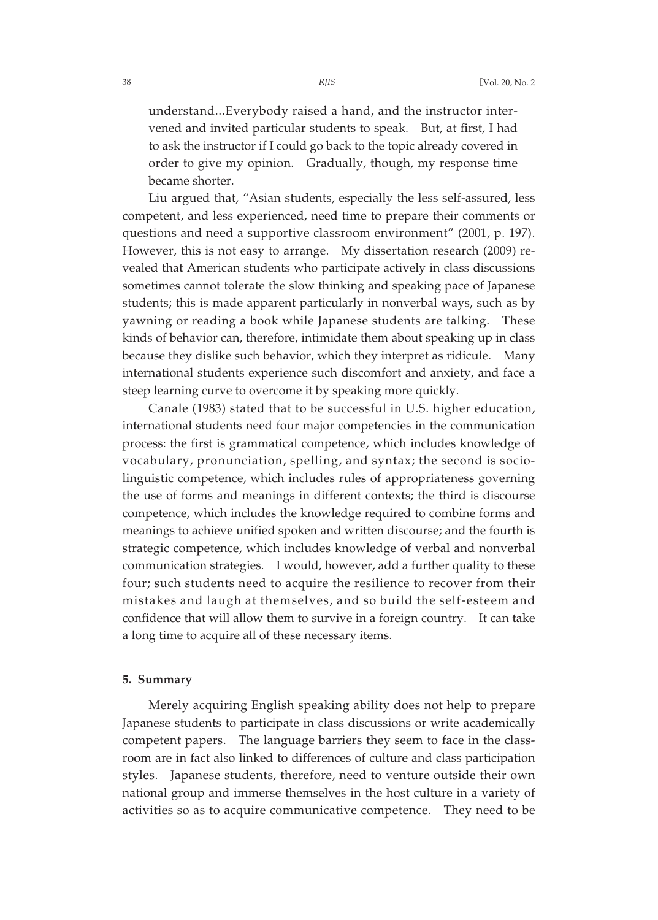understand...Everybody raised a hand, and the instructor intervened and invited particular students to speak. But, at first, I had to ask the instructor if I could go back to the topic already covered in order to give my opinion. Gradually, though, my response time became shorter.

Liu argued that, "Asian students, especially the less self-assured, less competent, and less experienced, need time to prepare their comments or questions and need a supportive classroom environment" (2001, p. 197). However, this is not easy to arrange. My dissertation research (2009) revealed that American students who participate actively in class discussions sometimes cannot tolerate the slow thinking and speaking pace of Japanese students; this is made apparent particularly in nonverbal ways, such as by yawning or reading a book while Japanese students are talking. These kinds of behavior can, therefore, intimidate them about speaking up in class because they dislike such behavior, which they interpret as ridicule. Many international students experience such discomfort and anxiety, and face a steep learning curve to overcome it by speaking more quickly.

Canale (1983) stated that to be successful in U.S. higher education, international students need four major competencies in the communication process: the first is grammatical competence, which includes knowledge of vocabulary, pronunciation, spelling, and syntax; the second is sociolinguistic competence, which includes rules of appropriateness governing the use of forms and meanings in different contexts; the third is discourse competence, which includes the knowledge required to combine forms and meanings to achieve unified spoken and written discourse; and the fourth is strategic competence, which includes knowledge of verbal and nonverbal communication strategies. I would, however, add a further quality to these four; such students need to acquire the resilience to recover from their mistakes and laugh at themselves, and so build the self-esteem and confidence that will allow them to survive in a foreign country. It can take a long time to acquire all of these necessary items.

### 5. Summary

Merely acquiring English speaking ability does not help to prepare Japanese students to participate in class discussions or write academically competent papers. The language barriers they seem to face in the classroom are in fact also linked to differences of culture and class participation styles. Japanese students, therefore, need to venture outside their own national group and immerse themselves in the host culture in a variety of activities so as to acquire communicative competence. They need to be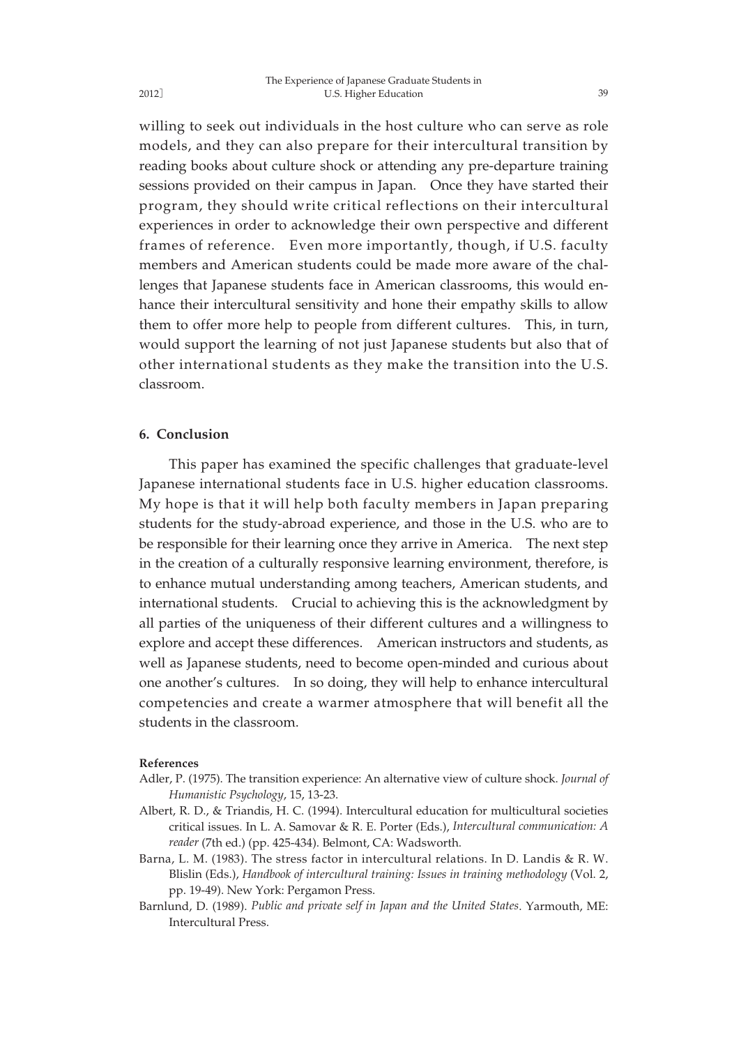willing to seek out individuals in the host culture who can serve as role models, and they can also prepare for their intercultural transition by reading books about culture shock or attending any pre-departure training sessions provided on their campus in Japan. Once they have started their program, they should write critical reflections on their intercultural experiences in order to acknowledge their own perspective and different frames of reference. Even more importantly, though, if U.S. faculty members and American students could be made more aware of the challenges that Japanese students face in American classrooms, this would enhance their intercultural sensitivity and hone their empathy skills to allow them to offer more help to people from different cultures. This, in turn, would support the learning of not just Japanese students but also that of other international students as they make the transition into the U.S. classroom.

## 6. Conclusion

This paper has examined the specific challenges that graduate-level Japanese international students face in U.S. higher education classrooms. My hope is that it will help both faculty members in Japan preparing students for the study-abroad experience, and those in the U.S. who are to be responsible for their learning once they arrive in America. The next step in the creation of a culturally responsive learning environment, therefore, is to enhance mutual understanding among teachers, American students, and international students. Crucial to achieving this is the acknowledgment by all parties of the uniqueness of their different cultures and a willingness to explore and accept these differences. American instructors and students, as well as Japanese students, need to become open-minded and curious about one another's cultures. In so doing, they will help to enhance intercultural competencies and create a warmer atmosphere that will benefit all the students in the classroom.

### References

Adler, P. (1975). The transition experience: An alternative view of culture shock. *Journal of Humanistic Psychology*, 15, 13-23.

Albert, R. D., & Triandis, H. C. (1994). Intercultural education for multicultural societies critical issues. In L. A. Samovar & R. E. Porter (Eds.), *Intercultural communication: A reader* (7th ed.) (pp. 425-434). Belmont, CA: Wadsworth.

Barna, L. M. (1983). The stress factor in intercultural relations. In D. Landis & R. W. Blislin (Eds.), *Handbook of intercultural training: Issues in training methodology* (Vol. 2, pp. 19-49). New York: Pergamon Press.

Barnlund, D. (1989). *Public and private self in Japan and the United States*. Yarmouth, ME: Intercultural Press.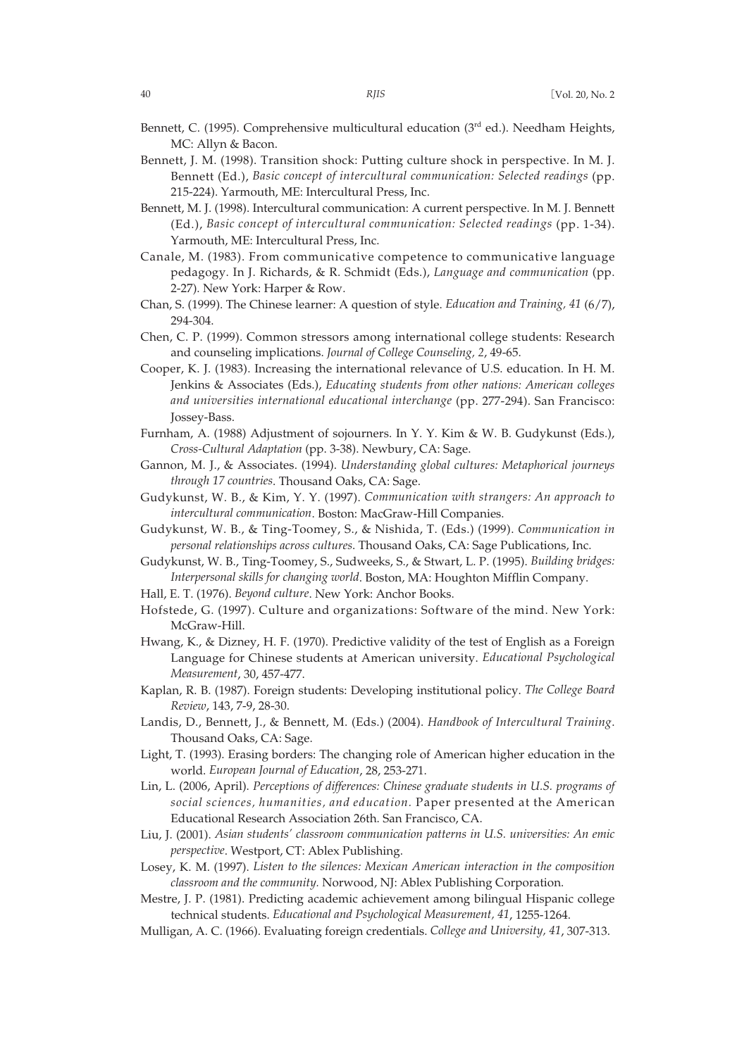Bennett, C. (1995). Comprehensive multicultural education (3rd ed.). Needham Heights, MC: Allyn & Bacon.

Bennett, J. M. (1998). Transition shock: Putting culture shock in perspective. In M. J. Bennett (Ed.), *Basic concept of intercultural communication: Selected readings* (pp. 215-224). Yarmouth, ME: Intercultural Press, Inc.

Bennett, M. J. (1998). Intercultural communication: A current perspective. In M. J. Bennett (Ed.), *Basic concept of intercultural communication: Selected readings* (pp. 1-34). Yarmouth, ME: Intercultural Press, Inc.

Canale, M. (1983). From communicative competence to communicative language pedagogy. In J. Richards, & R. Schmidt (Eds.), *Language and communication* (pp. 2-27). New York: Harper & Row.

Chan, S. (1999). The Chinese learner: A question of style. *Education and Training, 41* (6/7), 294-304.

Chen, C. P. (1999). Common stressors among international college students: Research and counseling implications. *Journal of College Counseling, 2*, 49-65.

Cooper, K. J. (1983). Increasing the international relevance of U.S. education. In H. M. Jenkins & Associates (Eds.), *Educating students from other nations: American colleges and universities international educational interchange* (pp. 277-294). San Francisco: Jossey-Bass.

Furnham, A. (1988) Adjustment of sojourners. In Y. Y. Kim & W. B. Gudykunst (Eds.), *Cross-Cultural Adaptation* (pp. 3-38). Newbury, CA: Sage.

Gannon, M. J., & Associates. (1994). *Understanding global cultures: Metaphorical journeys through 17 countries*. Thousand Oaks, CA: Sage.

Gudykunst, W. B., & Kim, Y. Y. (1997). *Communication with strangers: An approach to intercultural communication*. Boston: MacGraw-Hill Companies.

Gudykunst, W. B., & Ting-Toomey, S., & Nishida, T. (Eds.) (1999). *Communication in personal relationships across cultures*. Thousand Oaks, CA: Sage Publications, Inc.

Gudykunst, W. B., Ting-Toomey, S., Sudweeks, S., & Stwart, L. P. (1995). *Building bridges: Interpersonal skills for changing world*. Boston, MA: Houghton Mifflin Company.

Hall, E. T. (1976). *Beyond culture*. New York: Anchor Books.

Hofstede, G. (1997). Culture and organizations: Software of the mind. New York: McGraw-Hill.

Hwang, K., & Dizney, H. F. (1970). Predictive validity of the test of English as a Foreign Language for Chinese students at American university. *Educational Psychological Measurement*, 30, 457-477.

Kaplan, R. B. (1987). Foreign students: Developing institutional policy. *The College Board Review*, 143, 7-9, 28-30.

Landis, D., Bennett, J., & Bennett, M. (Eds.) (2004). *Handbook of Intercultural Training*. Thousand Oaks, CA: Sage.

Light, T. (1993). Erasing borders: The changing role of American higher education in the world. *European Journal of Education*, 28, 253-271.

Lin, L. (2006, April). *Perceptions of differences: Chinese graduate students in U.S. programs of social sciences, humanities, and education.* Paper presented at the American Educational Research Association 26th. San Francisco, CA.

Liu, J. (2001). *Asian students' classroom communication patterns in U.S. universities: An emic perspective*. Westport, CT: Ablex Publishing.

Losey, K. M. (1997). *Listen to the silences: Mexican American interaction in the composition classroom and the community.* Norwood, NJ: Ablex Publishing Corporation.

Mestre, J. P. (1981). Predicting academic achievement among bilingual Hispanic college technical students. *Educational and Psychological Measurement, 41*, 1255-1264.

Mulligan, A. C. (1966). Evaluating foreign credentials. *College and University, 41*, 307-313.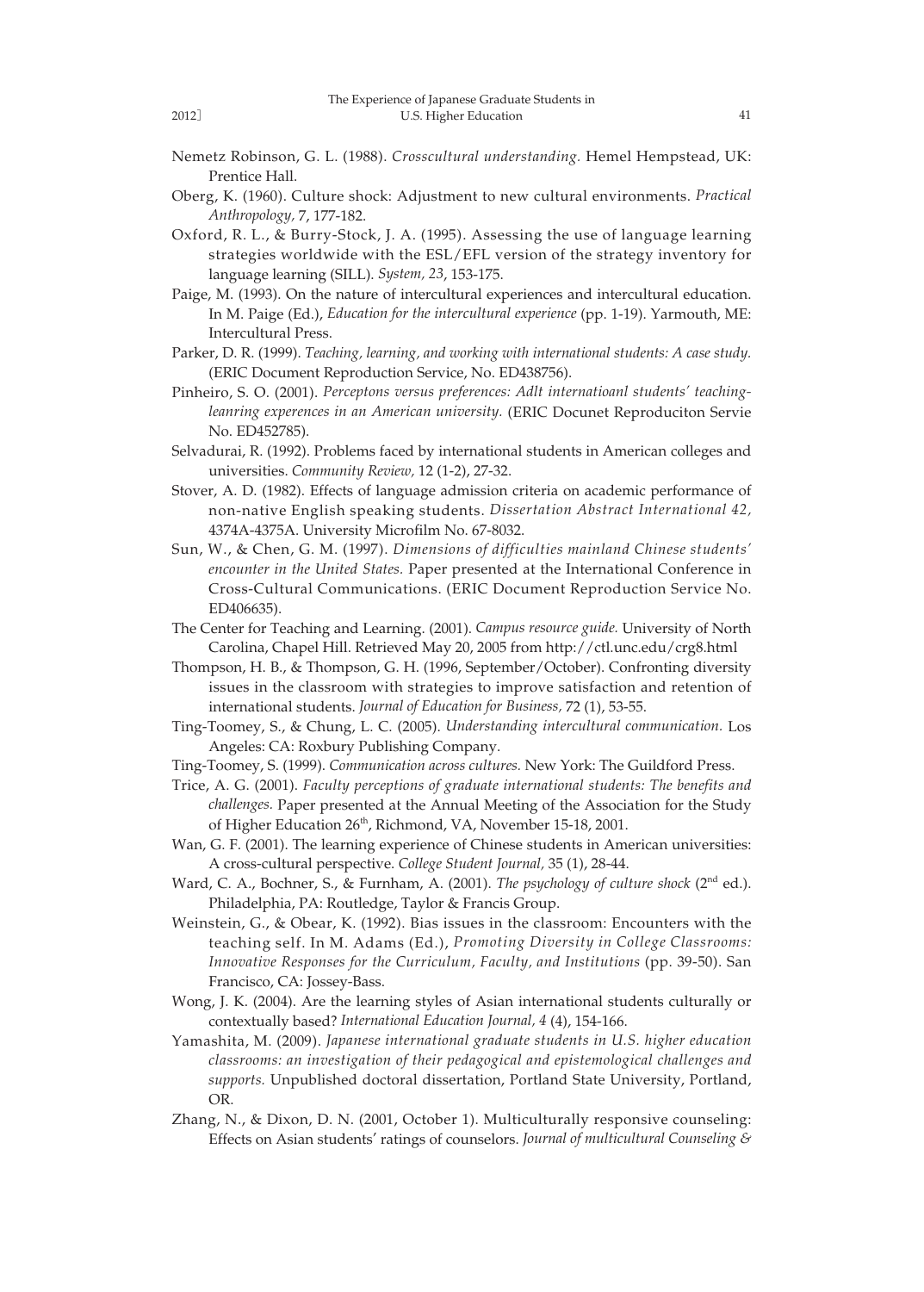Nemetz Robinson, G. L. (1988). *Crosscultural understanding.* Hemel Hempstead, UK: Prentice Hall.

Oberg, K. (1960). Culture shock: Adjustment to new cultural environments. *Practical Anthropology,* 7, 177-182.

Oxford, R. L., & Burry-Stock, J. A. (1995). Assessing the use of language learning strategies worldwide with the ESL/EFL version of the strategy inventory for language learning (SILL). *System, 23*, 153-175.

Paige, M. (1993). On the nature of intercultural experiences and intercultural education. In M. Paige (Ed.), *Education for the intercultural experience* (pp. 1-19). Yarmouth, ME: Intercultural Press.

Parker, D. R. (1999). *Teaching, learning, and working with international students: A case study.* (ERIC Document Reproduction Service, No. ED438756).

Pinheiro, S. O. (2001). *Perceptons versus preferences: Adlt internatioanl students' teaching-leanring experences in an American university.* (ERIC Docunet Reproduciton Servie No. ED452785).

Selvadurai, R. (1992). Problems faced by international students in American colleges and universities. *Community Review,* 12 (1-2), 27-32.

Stover, A. D. (1982). Effects of language admission criteria on academic performance of non-native English speaking students. *Dissertation Abstract International 42,* 4374A-4375A. University Microfilm No. 67-8032.

Sun, W., & Chen, G. M. (1997). *Dimensions of difficulties mainland Chinese students' encounter in the United States.* Paper presented at the International Conference in Cross-Cultural Communications. (ERIC Document Reproduction Service No. ED406635).

The Center for Teaching and Learning. (2001). *Campus resource guide.* University of North Carolina, Chapel Hill. Retrieved May 20, 2005 from http://ctl.unc.edu/crg8.html

Thompson, H. B., & Thompson, G. H. (1996, September/October). Confronting diversity issues in the classroom with strategies to improve satisfaction and retention of international students. *Journal of Education for Business,* 72 (1), 53-55.

Ting-Toomey, S., & Chung, L. C. (2005). *Understanding intercultural communication.* Los Angeles: CA: Roxbury Publishing Company.

Ting-Toomey, S. (1999). *Communication across cultures.* New York: The Guildford Press.

Trice, A. G. (2001). *Faculty perceptions of graduate international students: The benefits and challenges.* Paper presented at the Annual Meeting of the Association for the Study of Higher Education 26th, Richmond, VA, November 15-18, 2001.

Wan, G. F. (2001). The learning experience of Chinese students in American universities: A cross-cultural perspective. *College Student Journal,* 35 (1), 28-44.

Ward, C. A., Bochner, S., & Furnham, A. (2001). *The psychology of culture shock* (2nd ed.). Philadelphia, PA: Routledge, Taylor & Francis Group.

Weinstein, G., & Obear, K. (1992). Bias issues in the classroom: Encounters with the teaching self. In M. Adams (Ed.), *Promoting Diversity in College Classrooms: Innovative Responses for the Curriculum, Faculty, and Institutions* (pp. 39-50). San Francisco, CA: Jossey-Bass.

Wong, J. K. (2004). Are the learning styles of Asian international students culturally or contextually based? *International Education Journal, 4* (4), 154-166.

Yamashita, M. (2009). *Japanese international graduate students in U.S. higher education classrooms: an investigation of their pedagogical and epistemological challenges and supports.* Unpublished doctoral dissertation, Portland State University, Portland, OR.

Zhang, N., & Dixon, D. N. (2001, October 1). Multiculturally responsive counseling: Effects on Asian students' ratings of counselors. *Journal of multicultural Counseling &*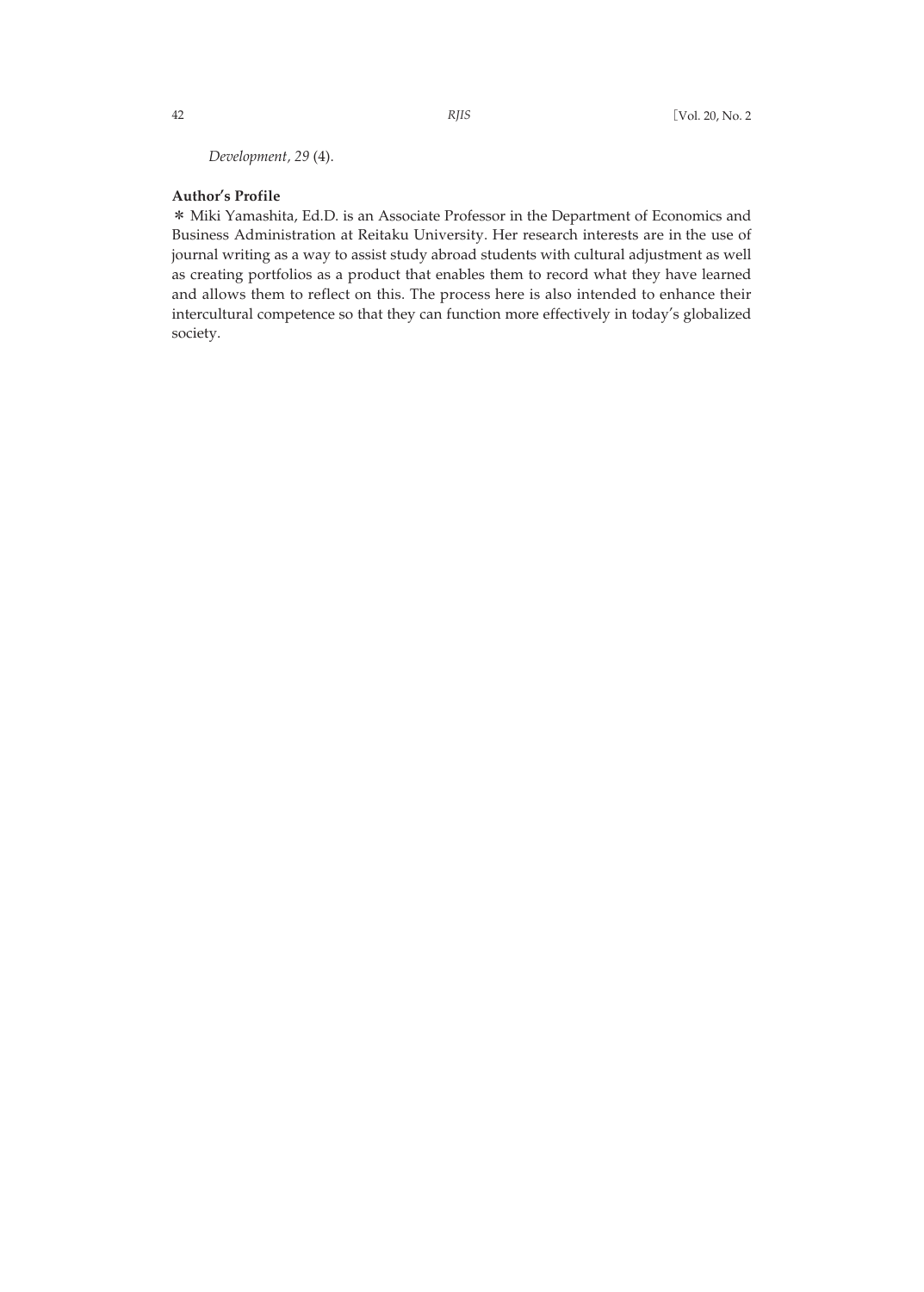*Development, 29* (4).

**Author's Profile**

* Miki Yamashita, Ed.D. is an Associate Professor in the Department of Economics and Business Administration at Reitaku University. Her research interests are in the use of journal writing as a way to assist study abroad students with cultural adjustment as well as creating portfolios as a product that enables them to record what they have learned and allows them to reflect on this. The process here is also intended to enhance their intercultural competence so that they can function more effectively in today's globalized society.